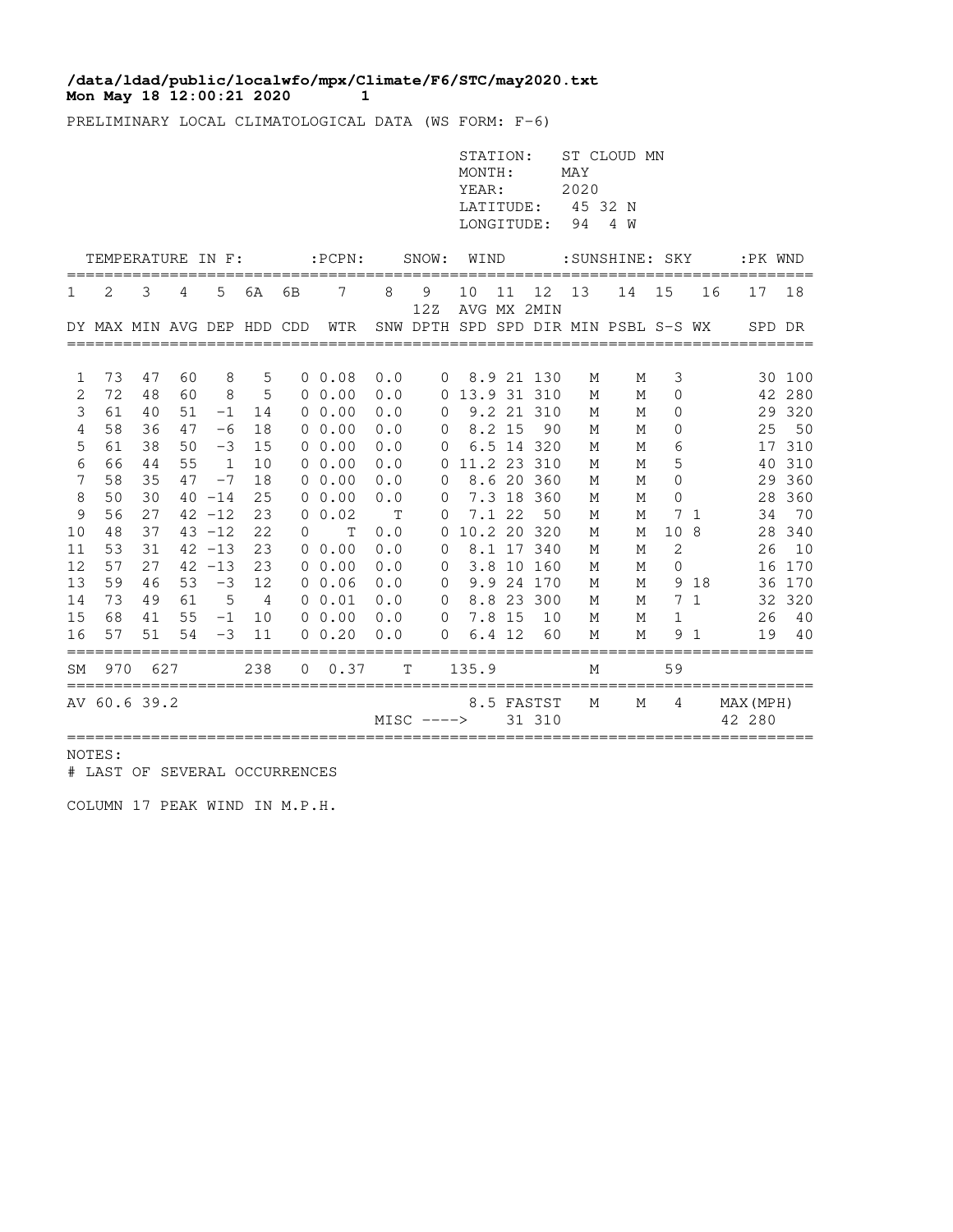**/data/ldad/public/localwfo/mpx/Climate/F6/STC/may2020.txt**
**Mon May 18 12:00:21 2020**

PRELIMINARY LOCAL CLIMATOLOGICAL DATA (WS FORM: F-6)

STATION: ST CLOUD MN
MONTH: MAY
YEAR: 2020
LATITUDE: 45 32 N
LONGITUDE: 94 4 W

| TEMPERATURE IN F: | | | | | | | :PCPN: | SNOW: | | WIND | | | :SUNSHINE: | | SKY | | :PK WND | |
|---|---|---|---|---|---|---|---|---|---|---|---|---|---|---|---|---|---|---|
| 1 | 2 | 3 | 4 | 5 | 6A | 6B | 7 | 8 | 9 12Z | 10 AVG | 11 MX | 12 2MIN | 13 | 14 | 15 | 16 | 17 | 18 |
| DY | MAX | MIN | AVG | DEP | HDD | CDD | WTR | SNW | DPTH | SPD | SPD | DIR | MIN | PSBL | S-S | WX | SPD | DR |
| 1 | 73 | 47 | 60 | 8 | 5 | 0 | 0.08 | 0.0 | 0 | 8.9 | 21 | 130 | M | M | 3 | | 30 | 100 |
| 2 | 72 | 48 | 60 | 8 | 5 | 0 | 0.00 | 0.0 | 0 | 13.9 | 31 | 310 | M | M | 0 | | 42 | 280 |
| 3 | 61 | 40 | 51 | -1 | 14 | 0 | 0.00 | 0.0 | 0 | 9.2 | 21 | 310 | M | M | 0 | | 29 | 320 |
| 4 | 58 | 36 | 47 | -6 | 18 | 0 | 0.00 | 0.0 | 0 | 8.2 | 15 | 90 | M | M | 0 | | 25 | 50 |
| 5 | 61 | 38 | 50 | -3 | 15 | 0 | 0.00 | 0.0 | 0 | 6.5 | 14 | 320 | M | M | 6 | | 17 | 310 |
| 6 | 66 | 44 | 55 | 1 | 10 | 0 | 0.00 | 0.0 | 0 | 11.2 | 23 | 310 | M | M | 5 | | 40 | 310 |
| 7 | 58 | 35 | 47 | -7 | 18 | 0 | 0.00 | 0.0 | 0 | 8.6 | 20 | 360 | M | M | 0 | | 29 | 360 |
| 8 | 50 | 30 | 40 | -14 | 25 | 0 | 0.00 | 0.0 | 0 | 7.3 | 18 | 360 | M | M | 0 | | 28 | 360 |
| 9 | 56 | 27 | 42 | -12 | 23 | 0 | 0.02 | T | 0 | 7.1 | 22 | 50 | M | M | 7 | 1 | 34 | 70 |
| 10 | 48 | 37 | 43 | -12 | 22 | 0 | T | 0.0 | 0 | 10.2 | 20 | 320 | M | M | 10 | 8 | 28 | 340 |
| 11 | 53 | 31 | 42 | -13 | 23 | 0 | 0.00 | 0.0 | 0 | 8.1 | 17 | 340 | M | M | 2 | | 26 | 10 |
| 12 | 57 | 27 | 42 | -13 | 23 | 0 | 0.00 | 0.0 | 0 | 3.8 | 10 | 160 | M | M | 0 | | 16 | 170 |
| 13 | 59 | 46 | 53 | -3 | 12 | 0 | 0.06 | 0.0 | 0 | 9.9 | 24 | 170 | M | M | 9 | 18 | 36 | 170 |
| 14 | 73 | 49 | 61 | 5 | 4 | 0 | 0.01 | 0.0 | 0 | 8.8 | 23 | 300 | M | M | 7 | 1 | 32 | 320 |
| 15 | 68 | 41 | 55 | -1 | 10 | 0 | 0.00 | 0.0 | 0 | 7.8 | 15 | 10 | M | M | 1 | | 26 | 40 |
| 16 | 57 | 51 | 54 | -3 | 11 | 0 | 0.20 | 0.0 | 0 | 6.4 | 12 | 60 | M | M | 9 | 1 | 19 | 40 |
| SM | 970 | 627 | | | 238 | 0 | 0.37 | T | | 135.9 | | | M | | 59 | | | |
| AV | 60.6 | 39.2 | | | | | | | | 8.5 | FASTST | | M | M | 4 | | MAX(MPH) | |
| | | | | | | | | MISC ----> | | | 31 | 310 | | | | | 42 | 280 |

NOTES:
# LAST OF SEVERAL OCCURRENCES

COLUMN 17 PEAK WIND IN M.P.H.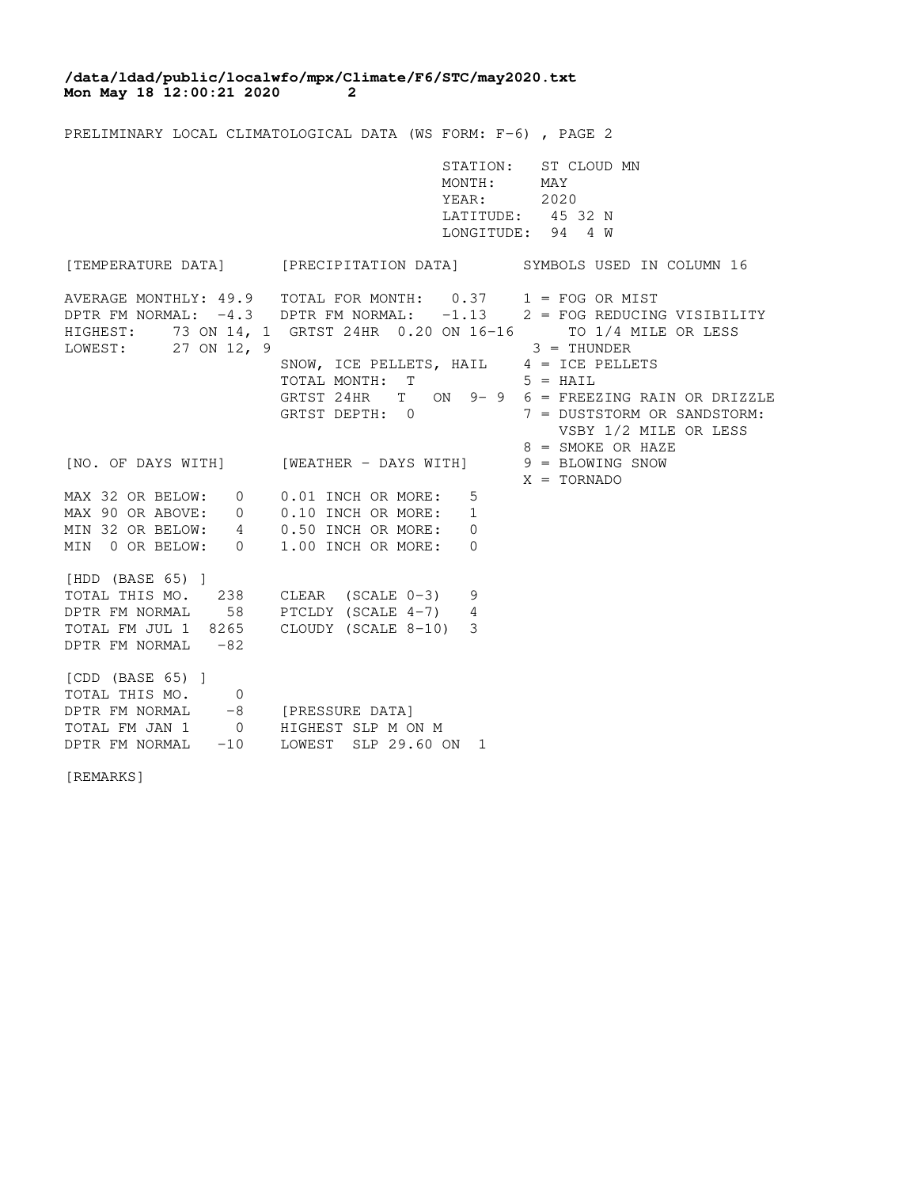/data/ldad/public/localwfo/mpx/Climate/F6/STC/may2020.txt
Mon May 18 12:00:21 2020

PRELIMINARY LOCAL CLIMATOLOGICAL DATA (WS FORM: F-6) , PAGE 2

```
                                  STATION:   ST CLOUD MN
                                  MONTH:     MAY
                                  YEAR:      2020
                                  LATITUDE:   45 32 N
                                  LONGITUDE:  94  4 W

[TEMPERATURE DATA]      [PRECIPITATION DATA]       SYMBOLS USED IN COLUMN 16

AVERAGE MONTHLY: 49.9   TOTAL FOR MONTH:   0.37    1 = FOG OR MIST
DPTR FM NORMAL:  -4.3   DPTR FM NORMAL:   -1.13    2 = FOG REDUCING VISIBILITY
HIGHEST:    73 ON 14, 1  GRTST 24HR  0.20 ON 16-16      TO 1/4 MILE OR LESS
LOWEST:     27 ON 12, 9                              3 = THUNDER
                        SNOW, ICE PELLETS, HAIL    4 = ICE PELLETS
                        TOTAL MONTH:  T            5 = HAIL
                        GRTST 24HR   T   ON  9- 9  6 = FREEZING RAIN OR DRIZZLE
                        GRTST DEPTH:  0            7 = DUSTSTORM OR SANDSTORM:
                                                      VSBY 1/2 MILE OR LESS
                                                   8 = SMOKE OR HAZE
[NO. OF DAYS WITH]      [WEATHER - DAYS WITH]      9 = BLOWING SNOW
                                                   X = TORNADO
MAX 32 OR BELOW:   0    0.01 INCH OR MORE:   5
MAX 90 OR ABOVE:   0    0.10 INCH OR MORE:   1
MIN 32 OR BELOW:   4    0.50 INCH OR MORE:   0
MIN  0 OR BELOW:   0    1.00 INCH OR MORE:   0

[HDD (BASE 65) ]
TOTAL THIS MO.   238    CLEAR  (SCALE 0-3)   9
DPTR FM NORMAL    58    PTCLDY (SCALE 4-7)   4
TOTAL FM JUL 1  8265    CLOUDY (SCALE 8-10)  3
DPTR FM NORMAL   -82

[CDD (BASE 65) ]
TOTAL THIS MO.     0
DPTR FM NORMAL    -8    [PRESSURE DATA]
TOTAL FM JAN 1     0    HIGHEST SLP M ON M
DPTR FM NORMAL   -10    LOWEST  SLP 29.60 ON  1

[REMARKS]
```